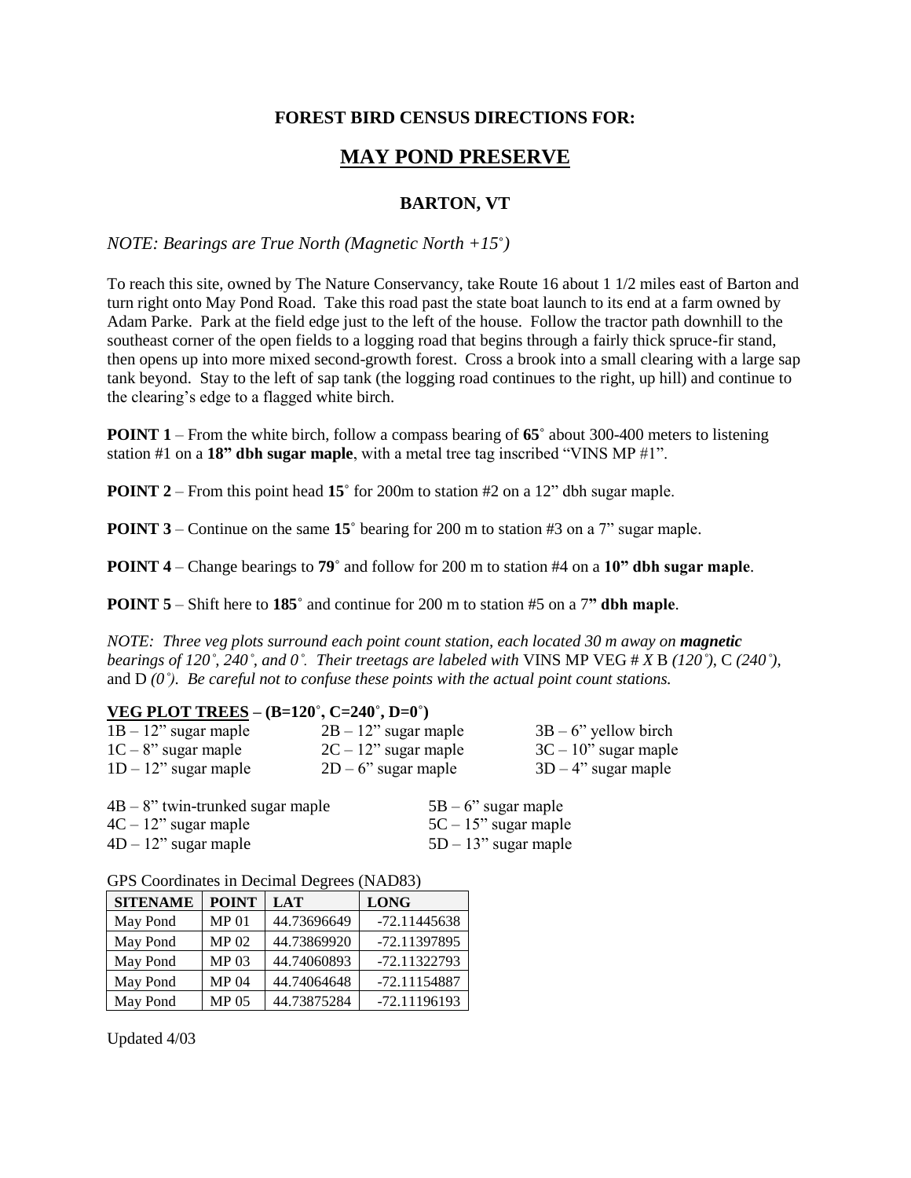**FOREST BIRD CENSUS DIRECTIONS FOR:**

# MAY POND PRESERVE

**BARTON, VT**

*NOTE: Bearings are True North (Magnetic North +15˚)*

To reach this site, owned by The Nature Conservancy, take Route 16 about 1 1/2 miles east of Barton and turn right onto May Pond Road. Take this road past the state boat launch to its end at a farm owned by Adam Parke. Park at the field edge just to the left of the house. Follow the tractor path downhill to the southeast corner of the open fields to a logging road that begins through a fairly thick spruce-fir stand, then opens up into more mixed second-growth forest. Cross a brook into a small clearing with a large sap tank beyond. Stay to the left of sap tank (the logging road continues to the right, up hill) and continue to the clearing's edge to a flagged white birch.

**POINT 1** – From the white birch, follow a compass bearing of **65˚** about 300-400 meters to listening station #1 on a **18" dbh sugar maple**, with a metal tree tag inscribed "VINS MP #1".

**POINT 2** – From this point head **15˚** for 200m to station #2 on a 12" dbh sugar maple.

**POINT 3** – Continue on the same **15˚** bearing for 200 m to station #3 on a 7" sugar maple.

**POINT 4** – Change bearings to **79˚** and follow for 200 m to station #4 on a **10" dbh sugar maple**.

**POINT 5** – Shift here to **185˚** and continue for 200 m to station #5 on a 7**" dbh maple**.

*NOTE: Three veg plots surround each point count station, each located 30 m away on* ***magnetic*** *bearings of 120˚, 240˚, and 0˚. Their treetags are labeled with* VINS MP VEG # *X* B *(120˚)*, C *(240˚)*, and D *(0˚)*. *Be careful not to confuse these points with the actual point count stations.*

**VEG PLOT TREES – (B=120˚, C=240˚, D=0˚)**

1B – 12" sugar maple
1C – 8" sugar maple
1D – 12" sugar maple

2B – 12" sugar maple
2C – 12" sugar maple
2D – 6" sugar maple

3B – 6" yellow birch
3C – 10" sugar maple
3D – 4" sugar maple

4B – 8" twin-trunked sugar maple
4C – 12" sugar maple
4D – 12" sugar maple

5B – 6" sugar maple
5C – 15" sugar maple
5D – 13" sugar maple

GPS Coordinates in Decimal Degrees (NAD83)

| SITENAME | POINT | LAT | LONG |
|---|---|---|---|
| May Pond | MP 01 | 44.73696649 | -72.11445638 |
| May Pond | MP 02 | 44.73869920 | -72.11397895 |
| May Pond | MP 03 | 44.74060893 | -72.11322793 |
| May Pond | MP 04 | 44.74064648 | -72.11154887 |
| May Pond | MP 05 | 44.73875284 | -72.11196193 |

Updated 4/03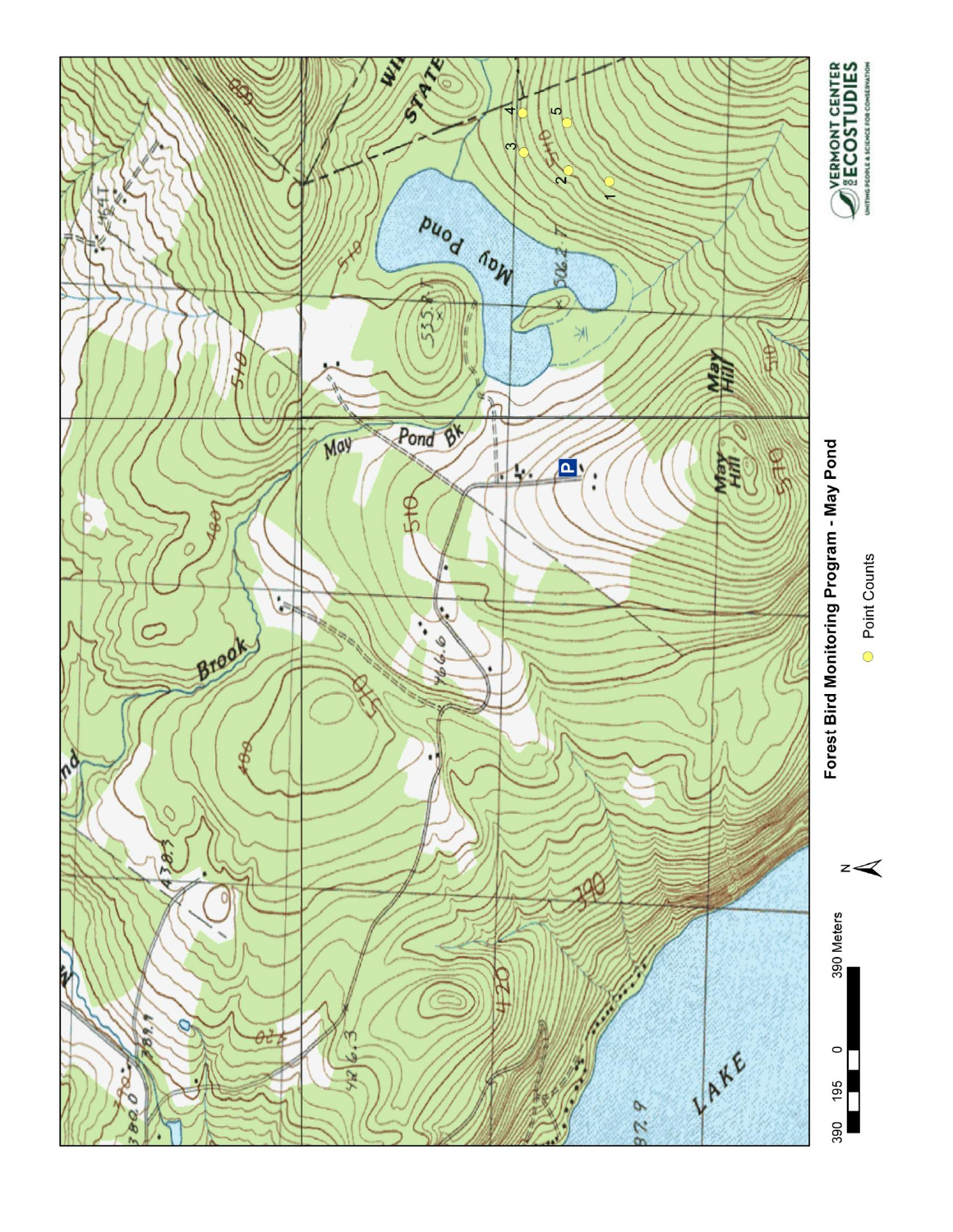**Forest Bird Monitoring Program - May Pond**

Point Counts

390 195 0 390 Meters

N

VERMONT CENTER FOR ECOSTUDIES
UNITING PEOPLE & SCIENCE FOR CONSERVATION

May Pond

May Pond Bk

Brook

May Hill

LAKE

STATE

P

1

2

3

4

5

506.2

535

466.6

438.3

426.3

389.9

380.0

87.9

510

480

420

390